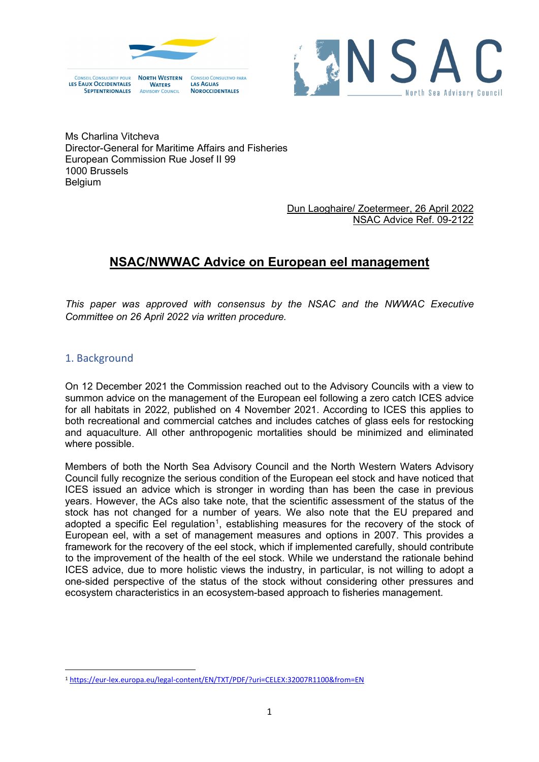CONSEIL CONSULTATIF POUR LES EAUX OCCIDENTALES SEPTENTRIONALES | NORTH WESTERN WATERS ADVISORY COUNCIL | CONSEJO CONSULTIVO PARA LAS AGUAS NOROCCIDENTALES

NSAC North Sea Advisory Council

Ms Charlina Vitcheva
Director-General for Maritime Affairs and Fisheries
European Commission Rue Josef II 99
1000 Brussels
Belgium

Dun Laoghaire/ Zoetermeer, 26 April 2022
NSAC Advice Ref. 09-2122

# NSAC/NWWAC Advice on European eel management

*This paper was approved with consensus by the NSAC and the NWWAC Executive Committee on 26 April 2022 via written procedure.*

## 1. Background

On 12 December 2021 the Commission reached out to the Advisory Councils with a view to summon advice on the management of the European eel following a zero catch ICES advice for all habitats in 2022, published on 4 November 2021. According to ICES this applies to both recreational and commercial catches and includes catches of glass eels for restocking and aquaculture. All other anthropogenic mortalities should be minimized and eliminated where possible.

Members of both the North Sea Advisory Council and the North Western Waters Advisory Council fully recognize the serious condition of the European eel stock and have noticed that ICES issued an advice which is stronger in wording than has been the case in previous years. However, the ACs also take note, that the scientific assessment of the status of the stock has not changed for a number of years. We also note that the EU prepared and adopted a specific Eel regulation[1], establishing measures for the recovery of the stock of European eel, with a set of management measures and options in 2007. This provides a framework for the recovery of the eel stock, which if implemented carefully, should contribute to the improvement of the health of the eel stock. While we understand the rationale behind ICES advice, due to more holistic views the industry, in particular, is not willing to adopt a one-sided perspective of the status of the stock without considering other pressures and ecosystem characteristics in an ecosystem-based approach to fisheries management.

[1] https://eur-lex.europa.eu/legal-content/EN/TXT/PDF/?uri=CELEX:32007R1100&from=EN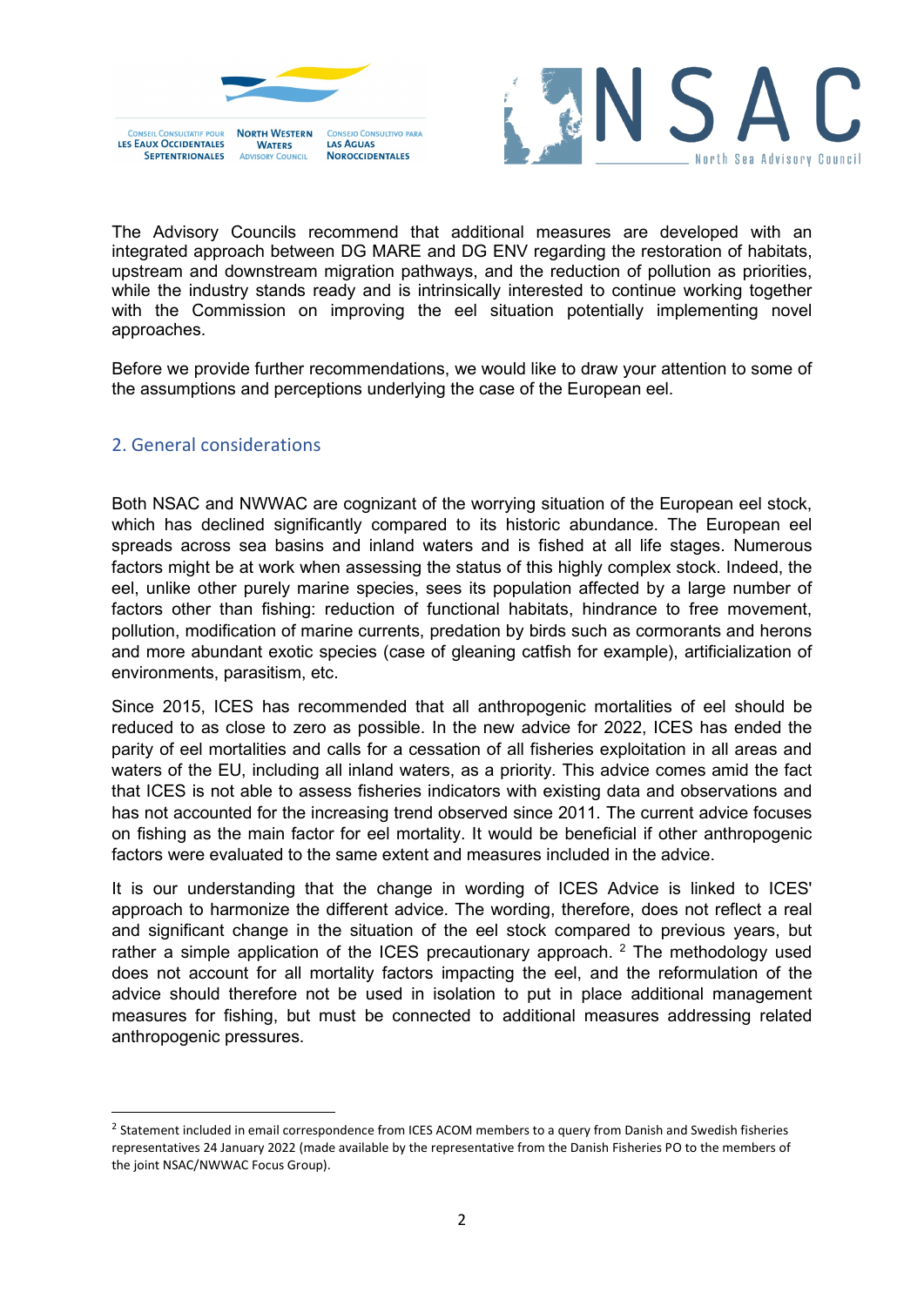The Advisory Councils recommend that additional measures are developed with an integrated approach between DG MARE and DG ENV regarding the restoration of habitats, upstream and downstream migration pathways, and the reduction of pollution as priorities, while the industry stands ready and is intrinsically interested to continue working together with the Commission on improving the eel situation potentially implementing novel approaches.

Before we provide further recommendations, we would like to draw your attention to some of the assumptions and perceptions underlying the case of the European eel.

## 2. General considerations

Both NSAC and NWWAC are cognizant of the worrying situation of the European eel stock, which has declined significantly compared to its historic abundance. The European eel spreads across sea basins and inland waters and is fished at all life stages. Numerous factors might be at work when assessing the status of this highly complex stock. Indeed, the eel, unlike other purely marine species, sees its population affected by a large number of factors other than fishing: reduction of functional habitats, hindrance to free movement, pollution, modification of marine currents, predation by birds such as cormorants and herons and more abundant exotic species (case of gleaning catfish for example), artificialization of environments, parasitism, etc.

Since 2015, ICES has recommended that all anthropogenic mortalities of eel should be reduced to as close to zero as possible. In the new advice for 2022, ICES has ended the parity of eel mortalities and calls for a cessation of all fisheries exploitation in all areas and waters of the EU, including all inland waters, as a priority. This advice comes amid the fact that ICES is not able to assess fisheries indicators with existing data and observations and has not accounted for the increasing trend observed since 2011. The current advice focuses on fishing as the main factor for eel mortality. It would be beneficial if other anthropogenic factors were evaluated to the same extent and measures included in the advice.

It is our understanding that the change in wording of ICES Advice is linked to ICES' approach to harmonize the different advice. The wording, therefore, does not reflect a real and significant change in the situation of the eel stock compared to previous years, but rather a simple application of the ICES precautionary approach. [2] The methodology used does not account for all mortality factors impacting the eel, and the reformulation of the advice should therefore not be used in isolation to put in place additional management measures for fishing, but must be connected to additional measures addressing related anthropogenic pressures.

---

[2] Statement included in email correspondence from ICES ACOM members to a query from Danish and Swedish fisheries representatives 24 January 2022 (made available by the representative from the Danish Fisheries PO to the members of the joint NSAC/NWWAC Focus Group).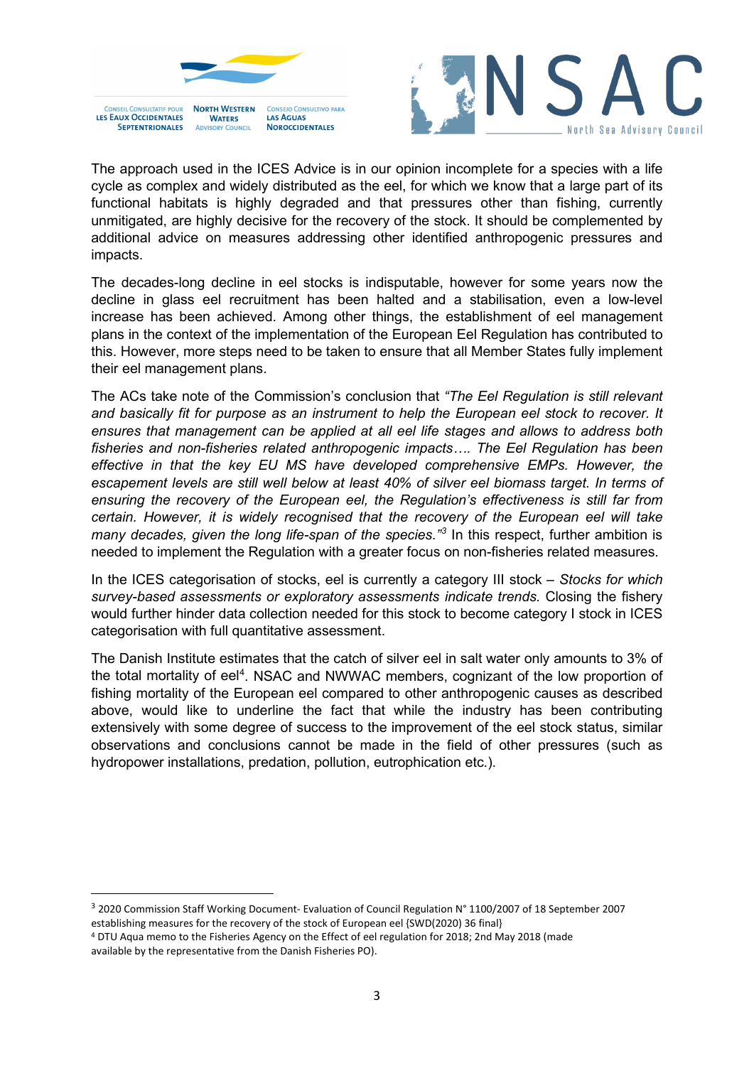The approach used in the ICES Advice is in our opinion incomplete for a species with a life cycle as complex and widely distributed as the eel, for which we know that a large part of its functional habitats is highly degraded and that pressures other than fishing, currently unmitigated, are highly decisive for the recovery of the stock. It should be complemented by additional advice on measures addressing other identified anthropogenic pressures and impacts.

The decades-long decline in eel stocks is indisputable, however for some years now the decline in glass eel recruitment has been halted and a stabilisation, even a low-level increase has been achieved. Among other things, the establishment of eel management plans in the context of the implementation of the European Eel Regulation has contributed to this. However, more steps need to be taken to ensure that all Member States fully implement their eel management plans.

The ACs take note of the Commission's conclusion that *"The Eel Regulation is still relevant and basically fit for purpose as an instrument to help the European eel stock to recover. It ensures that management can be applied at all eel life stages and allows to address both fisheries and non-fisheries related anthropogenic impacts…. The Eel Regulation has been effective in that the key EU MS have developed comprehensive EMPs. However, the escapement levels are still well below at least 40% of silver eel biomass target. In terms of ensuring the recovery of the European eel, the Regulation's effectiveness is still far from certain. However, it is widely recognised that the recovery of the European eel will take many decades, given the long life-span of the species."*[3] In this respect, further ambition is needed to implement the Regulation with a greater focus on non-fisheries related measures.

In the ICES categorisation of stocks, eel is currently a category III stock – *Stocks for which survey-based assessments or exploratory assessments indicate trends.* Closing the fishery would further hinder data collection needed for this stock to become category I stock in ICES categorisation with full quantitative assessment.

The Danish Institute estimates that the catch of silver eel in salt water only amounts to 3% of the total mortality of eel[4]. NSAC and NWWAC members, cognizant of the low proportion of fishing mortality of the European eel compared to other anthropogenic causes as described above, would like to underline the fact that while the industry has been contributing extensively with some degree of success to the improvement of the eel stock status, similar observations and conclusions cannot be made in the field of other pressures (such as hydropower installations, predation, pollution, eutrophication etc.).

---

[3] 2020 Commission Staff Working Document- Evaluation of Council Regulation N° 1100/2007 of 18 September 2007 establishing measures for the recovery of the stock of European eel {SWD(2020) 36 final}

[4] DTU Aqua memo to the Fisheries Agency on the Effect of eel regulation for 2018; 2nd May 2018 (made available by the representative from the Danish Fisheries PO).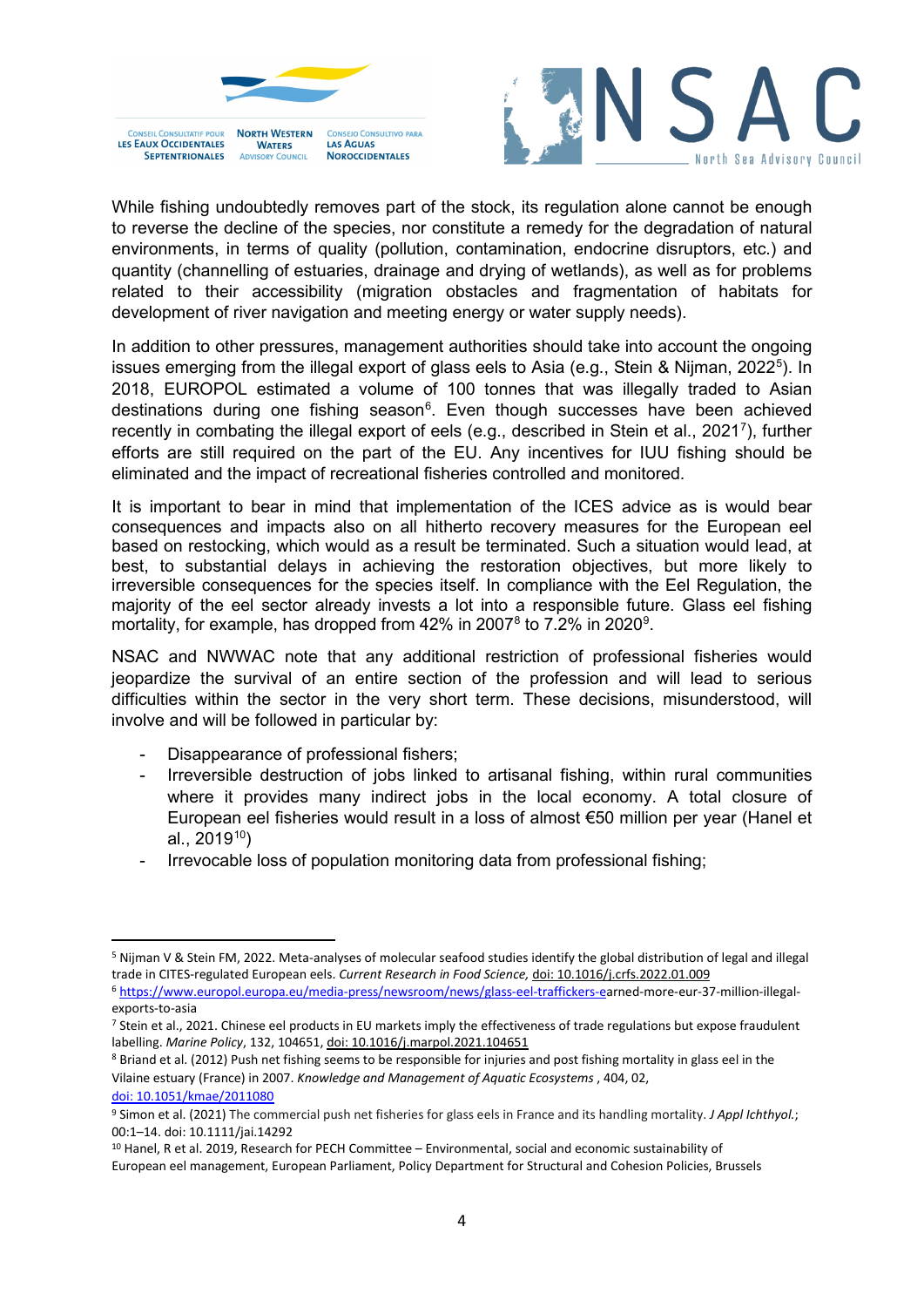While fishing undoubtedly removes part of the stock, its regulation alone cannot be enough to reverse the decline of the species, nor constitute a remedy for the degradation of natural environments, in terms of quality (pollution, contamination, endocrine disruptors, etc.) and quantity (channelling of estuaries, drainage and drying of wetlands), as well as for problems related to their accessibility (migration obstacles and fragmentation of habitats for development of river navigation and meeting energy or water supply needs).

In addition to other pressures, management authorities should take into account the ongoing issues emerging from the illegal export of glass eels to Asia (e.g., Stein & Nijman, 2022[5]). In 2018, EUROPOL estimated a volume of 100 tonnes that was illegally traded to Asian destinations during one fishing season[6]. Even though successes have been achieved recently in combating the illegal export of eels (e.g., described in Stein et al., 2021[7]), further efforts are still required on the part of the EU. Any incentives for IUU fishing should be eliminated and the impact of recreational fisheries controlled and monitored.

It is important to bear in mind that implementation of the ICES advice as is would bear consequences and impacts also on all hitherto recovery measures for the European eel based on restocking, which would as a result be terminated. Such a situation would lead, at best, to substantial delays in achieving the restoration objectives, but more likely to irreversible consequences for the species itself. In compliance with the Eel Regulation, the majority of the eel sector already invests a lot into a responsible future. Glass eel fishing mortality, for example, has dropped from 42% in 2007[8] to 7.2% in 2020[9].

NSAC and NWWAC note that any additional restriction of professional fisheries would jeopardize the survival of an entire section of the profession and will lead to serious difficulties within the sector in the very short term. These decisions, misunderstood, will involve and will be followed in particular by:

- Disappearance of professional fishers;
- Irreversible destruction of jobs linked to artisanal fishing, within rural communities where it provides many indirect jobs in the local economy. A total closure of European eel fisheries would result in a loss of almost €50 million per year (Hanel et al., 2019[10])
- Irrevocable loss of population monitoring data from professional fishing;

---

[5] Nijman V & Stein FM, 2022. Meta-analyses of molecular seafood studies identify the global distribution of legal and illegal trade in CITES-regulated European eels. *Current Research in Food Science,* doi: 10.1016/j.crfs.2022.01.009

[6] https://www.europol.europa.eu/media-press/newsroom/news/glass-eel-traffickers-earned-more-eur-37-million-illegal-exports-to-asia

[7] Stein et al., 2021. Chinese eel products in EU markets imply the effectiveness of trade regulations but expose fraudulent labelling. *Marine Policy*, 132, 104651, doi: 10.1016/j.marpol.2021.104651

[8] Briand et al. (2012) Push net fishing seems to be responsible for injuries and post fishing mortality in glass eel in the Vilaine estuary (France) in 2007. *Knowledge and Management of Aquatic Ecosystems* , 404, 02, doi: 10.1051/kmae/2011080

[9] Simon et al. (2021) The commercial push net fisheries for glass eels in France and its handling mortality. *J Appl Ichthyol.*; 00:1–14. doi: 10.1111/jai.14292

[10] Hanel, R et al. 2019, Research for PECH Committee – Environmental, social and economic sustainability of European eel management, European Parliament, Policy Department for Structural and Cohesion Policies, Brussels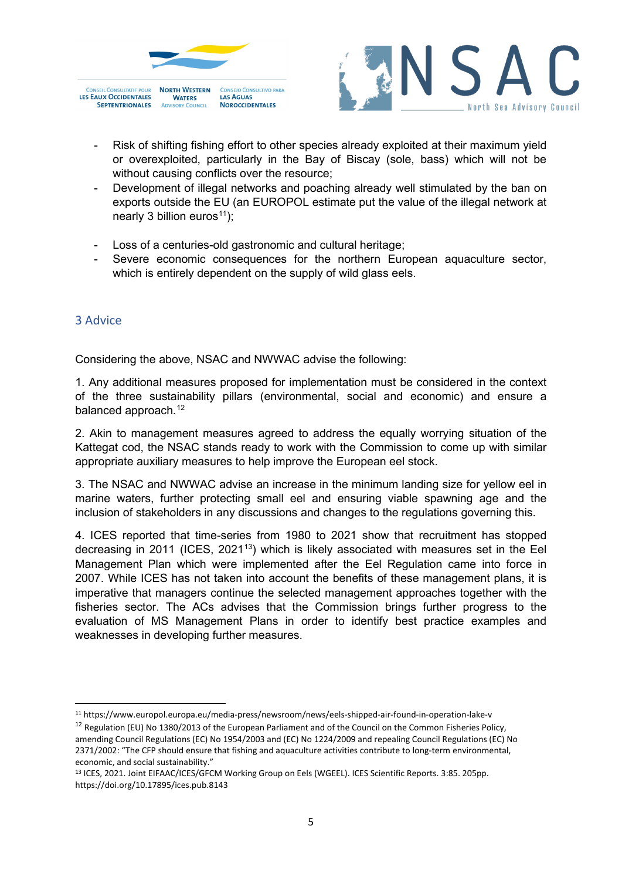- Risk of shifting fishing effort to other species already exploited at their maximum yield or overexploited, particularly in the Bay of Biscay (sole, bass) which will not be without causing conflicts over the resource;
- Development of illegal networks and poaching already well stimulated by the ban on exports outside the EU (an EUROPOL estimate put the value of the illegal network at nearly 3 billion euros[11]);
- Loss of a centuries-old gastronomic and cultural heritage;
- Severe economic consequences for the northern European aquaculture sector, which is entirely dependent on the supply of wild glass eels.

## 3 Advice

Considering the above, NSAC and NWWAC advise the following:

1. Any additional measures proposed for implementation must be considered in the context of the three sustainability pillars (environmental, social and economic) and ensure a balanced approach.[12]

2. Akin to management measures agreed to address the equally worrying situation of the Kattegat cod, the NSAC stands ready to work with the Commission to come up with similar appropriate auxiliary measures to help improve the European eel stock.

3. The NSAC and NWWAC advise an increase in the minimum landing size for yellow eel in marine waters, further protecting small eel and ensuring viable spawning age and the inclusion of stakeholders in any discussions and changes to the regulations governing this.

4. ICES reported that time-series from 1980 to 2021 show that recruitment has stopped decreasing in 2011 (ICES, 2021[13]) which is likely associated with measures set in the Eel Management Plan which were implemented after the Eel Regulation came into force in 2007. While ICES has not taken into account the benefits of these management plans, it is imperative that managers continue the selected management approaches together with the fisheries sector. The ACs advises that the Commission brings further progress to the evaluation of MS Management Plans in order to identify best practice examples and weaknesses in developing further measures.

---

[11] https://www.europol.europa.eu/media-press/newsroom/news/eels-shipped-air-found-in-operation-lake-v

[12] Regulation (EU) No 1380/2013 of the European Parliament and of the Council on the Common Fisheries Policy, amending Council Regulations (EC) No 1954/2003 and (EC) No 1224/2009 and repealing Council Regulations (EC) No 2371/2002: "The CFP should ensure that fishing and aquaculture activities contribute to long-term environmental, economic, and social sustainability."

[13] ICES, 2021. Joint EIFAAC/ICES/GFCM Working Group on Eels (WGEEL). ICES Scientific Reports. 3:85. 205pp. https://doi.org/10.17895/ices.pub.8143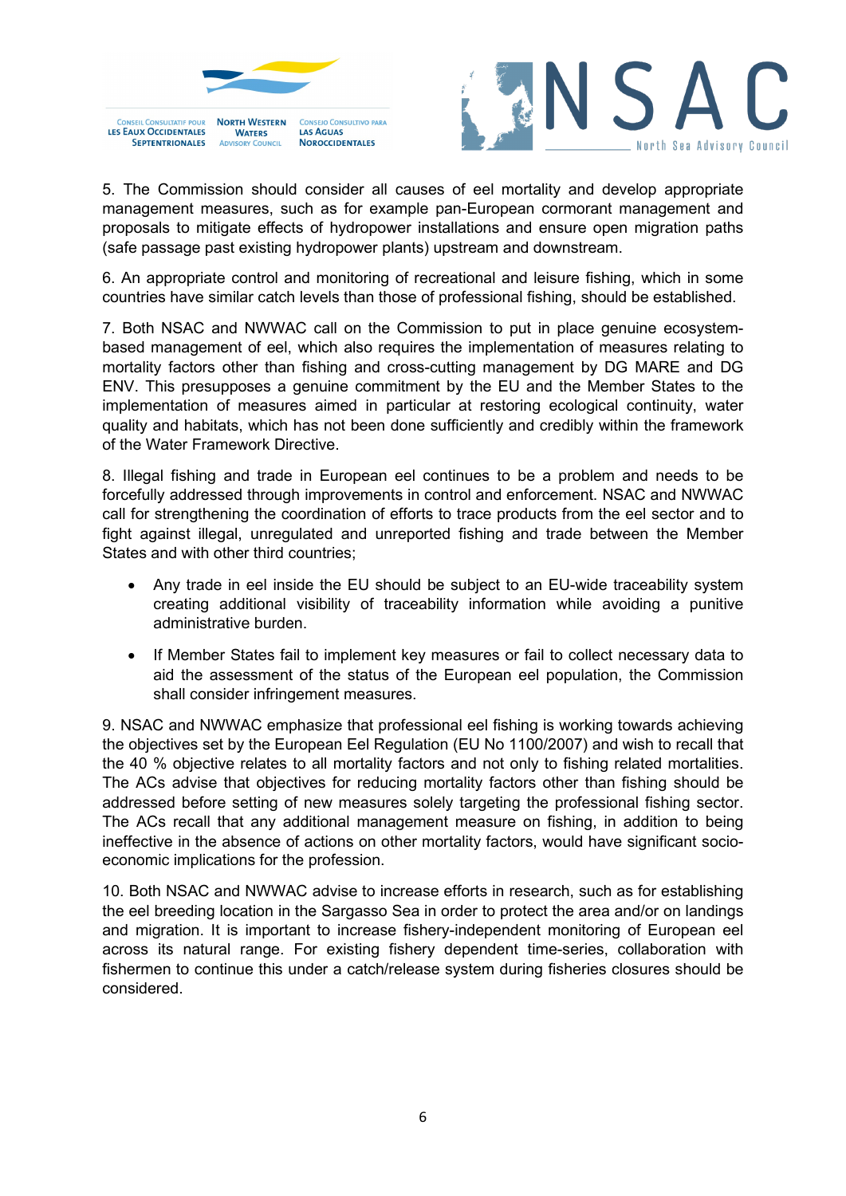5. The Commission should consider all causes of eel mortality and develop appropriate management measures, such as for example pan-European cormorant management and proposals to mitigate effects of hydropower installations and ensure open migration paths (safe passage past existing hydropower plants) upstream and downstream.

6. An appropriate control and monitoring of recreational and leisure fishing, which in some countries have similar catch levels than those of professional fishing, should be established.

7. Both NSAC and NWWAC call on the Commission to put in place genuine ecosystem-based management of eel, which also requires the implementation of measures relating to mortality factors other than fishing and cross-cutting management by DG MARE and DG ENV. This presupposes a genuine commitment by the EU and the Member States to the implementation of measures aimed in particular at restoring ecological continuity, water quality and habitats, which has not been done sufficiently and credibly within the framework of the Water Framework Directive.

8. Illegal fishing and trade in European eel continues to be a problem and needs to be forcefully addressed through improvements in control and enforcement. NSAC and NWWAC call for strengthening the coordination of efforts to trace products from the eel sector and to fight against illegal, unregulated and unreported fishing and trade between the Member States and with other third countries;

- Any trade in eel inside the EU should be subject to an EU-wide traceability system creating additional visibility of traceability information while avoiding a punitive administrative burden.
- If Member States fail to implement key measures or fail to collect necessary data to aid the assessment of the status of the European eel population, the Commission shall consider infringement measures.

9. NSAC and NWWAC emphasize that professional eel fishing is working towards achieving the objectives set by the European Eel Regulation (EU No 1100/2007) and wish to recall that the 40 % objective relates to all mortality factors and not only to fishing related mortalities. The ACs advise that objectives for reducing mortality factors other than fishing should be addressed before setting of new measures solely targeting the professional fishing sector. The ACs recall that any additional management measure on fishing, in addition to being ineffective in the absence of actions on other mortality factors, would have significant socio-economic implications for the profession.

10. Both NSAC and NWWAC advise to increase efforts in research, such as for establishing the eel breeding location in the Sargasso Sea in order to protect the area and/or on landings and migration. It is important to increase fishery-independent monitoring of European eel across its natural range. For existing fishery dependent time-series, collaboration with fishermen to continue this under a catch/release system during fisheries closures should be considered.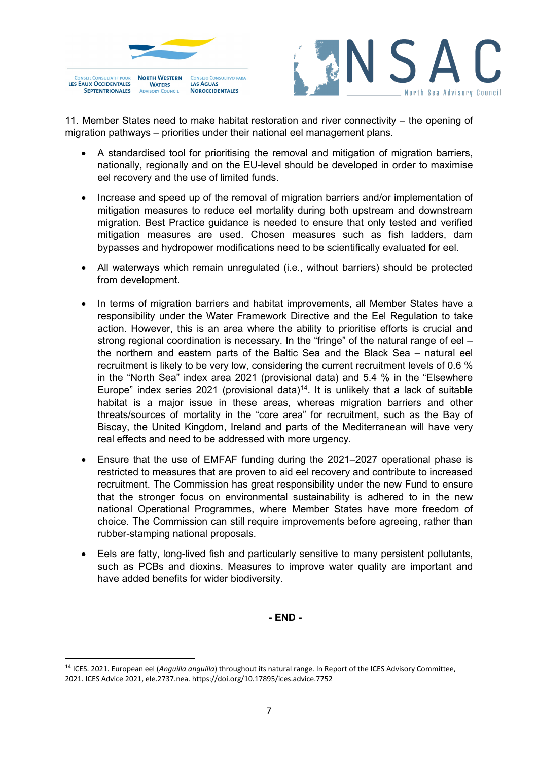11. Member States need to make habitat restoration and river connectivity – the opening of migration pathways – priorities under their national eel management plans.

- A standardised tool for prioritising the removal and mitigation of migration barriers, nationally, regionally and on the EU-level should be developed in order to maximise eel recovery and the use of limited funds.
- Increase and speed up of the removal of migration barriers and/or implementation of mitigation measures to reduce eel mortality during both upstream and downstream migration. Best Practice guidance is needed to ensure that only tested and verified mitigation measures are used. Chosen measures such as fish ladders, dam bypasses and hydropower modifications need to be scientifically evaluated for eel.
- All waterways which remain unregulated (i.e., without barriers) should be protected from development.
- In terms of migration barriers and habitat improvements, all Member States have a responsibility under the Water Framework Directive and the Eel Regulation to take action. However, this is an area where the ability to prioritise efforts is crucial and strong regional coordination is necessary. In the “fringe” of the natural range of eel – the northern and eastern parts of the Baltic Sea and the Black Sea – natural eel recruitment is likely to be very low, considering the current recruitment levels of 0.6 % in the “North Sea” index area 2021 (provisional data) and 5.4 % in the “Elsewhere Europe” index series 2021 (provisional data)[14]. It is unlikely that a lack of suitable habitat is a major issue in these areas, whereas migration barriers and other threats/sources of mortality in the “core area” for recruitment, such as the Bay of Biscay, the United Kingdom, Ireland and parts of the Mediterranean will have very real effects and need to be addressed with more urgency.
- Ensure that the use of EMFAF funding during the 2021–2027 operational phase is restricted to measures that are proven to aid eel recovery and contribute to increased recruitment. The Commission has great responsibility under the new Fund to ensure that the stronger focus on environmental sustainability is adhered to in the new national Operational Programmes, where Member States have more freedom of choice. The Commission can still require improvements before agreeing, rather than rubber-stamping national proposals.
- Eels are fatty, long-lived fish and particularly sensitive to many persistent pollutants, such as PCBs and dioxins. Measures to improve water quality are important and have added benefits for wider biodiversity.

**- END -**

[14] ICES. 2021. European eel (*Anguilla anguilla*) throughout its natural range. In Report of the ICES Advisory Committee, 2021. ICES Advice 2021, ele.2737.nea. https://doi.org/10.17895/ices.advice.7752